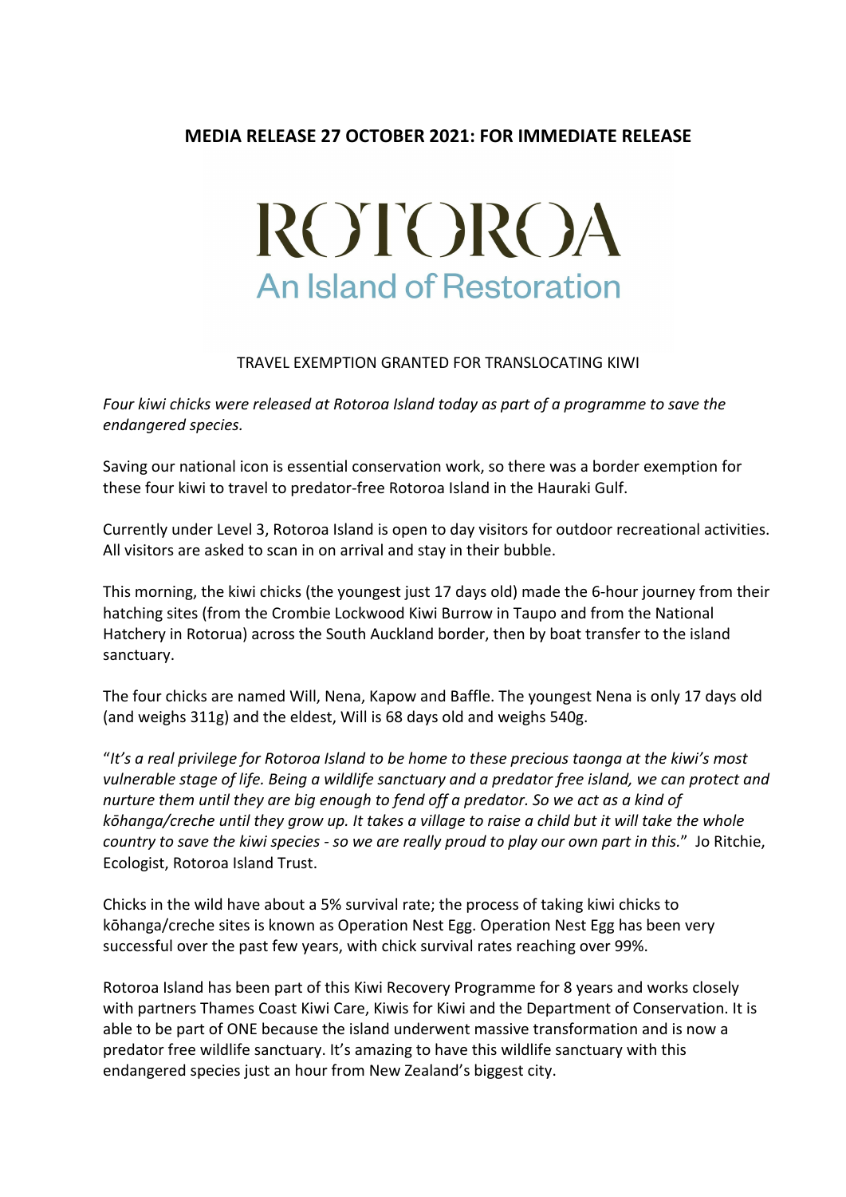**MEDIA RELEASE 27 OCTOBER 2021: FOR IMMEDIATE RELEASE**

# ROTOROA

## An Island of Restoration

TRAVEL EXEMPTION GRANTED FOR TRANSLOCATING KIWI

*Four kiwi chicks were released at Rotoroa Island today as part of a programme to save the endangered species.*

Saving our national icon is essential conservation work, so there was a border exemption for these four kiwi to travel to predator-free Rotoroa Island in the Hauraki Gulf.

Currently under Level 3, Rotoroa Island is open to day visitors for outdoor recreational activities. All visitors are asked to scan in on arrival and stay in their bubble.

This morning, the kiwi chicks (the youngest just 17 days old) made the 6-hour journey from their hatching sites (from the Crombie Lockwood Kiwi Burrow in Taupo and from the National Hatchery in Rotorua) across the South Auckland border, then by boat transfer to the island sanctuary.

The four chicks are named Will, Nena, Kapow and Baffle. The youngest Nena is only 17 days old (and weighs 311g) and the eldest, Will is 68 days old and weighs 540g.

"*It's a real privilege for Rotoroa Island to be home to these precious taonga at the kiwi's most vulnerable stage of life. Being a wildlife sanctuary and a predator free island, we can protect and nurture them until they are big enough to fend off a predator. So we act as a kind of kōhanga/creche until they grow up. It takes a village to raise a child but it will take the whole country to save the kiwi species - so we are really proud to play our own part in this.*" Jo Ritchie, Ecologist, Rotoroa Island Trust.

Chicks in the wild have about a 5% survival rate; the process of taking kiwi chicks to kōhanga/creche sites is known as Operation Nest Egg. Operation Nest Egg has been very successful over the past few years, with chick survival rates reaching over 99%.

Rotoroa Island has been part of this Kiwi Recovery Programme for 8 years and works closely with partners Thames Coast Kiwi Care, Kiwis for Kiwi and the Department of Conservation. It is able to be part of ONE because the island underwent massive transformation and is now a predator free wildlife sanctuary. It's amazing to have this wildlife sanctuary with this endangered species just an hour from New Zealand's biggest city.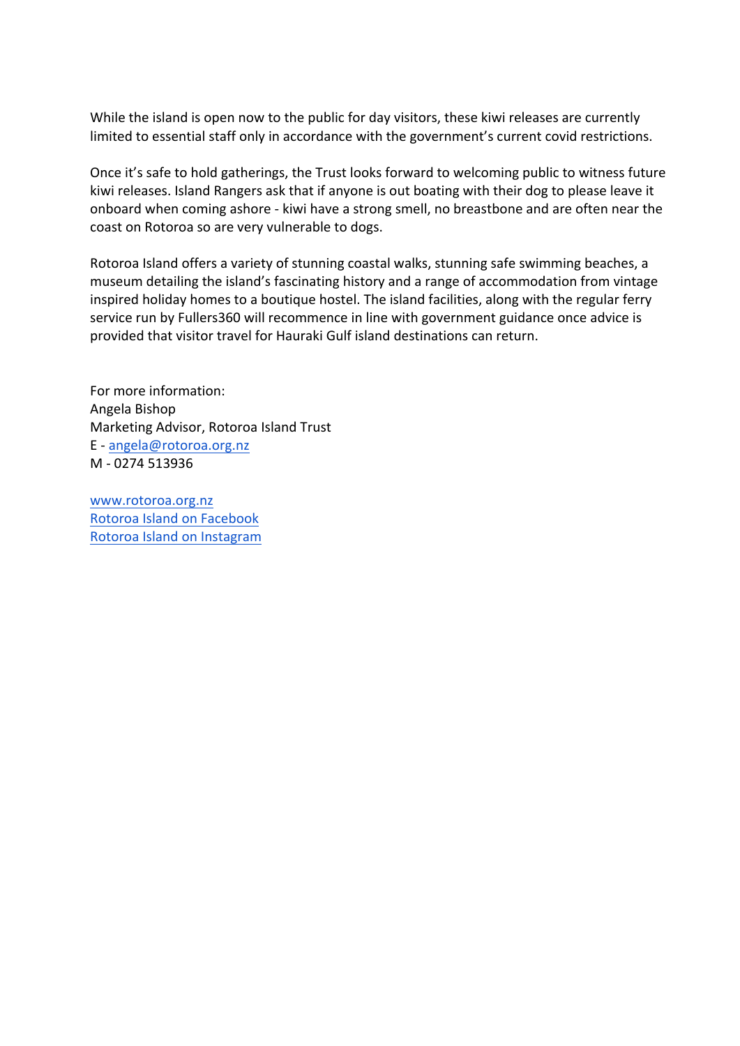While the island is open now to the public for day visitors, these kiwi releases are currently limited to essential staff only in accordance with the government's current covid restrictions.

Once it's safe to hold gatherings, the Trust looks forward to welcoming public to witness future kiwi releases. Island Rangers ask that if anyone is out boating with their dog to please leave it onboard when coming ashore - kiwi have a strong smell, no breastbone and are often near the coast on Rotoroa so are very vulnerable to dogs.

Rotoroa Island offers a variety of stunning coastal walks, stunning safe swimming beaches, a museum detailing the island's fascinating history and a range of accommodation from vintage inspired holiday homes to a boutique hostel. The island facilities, along with the regular ferry service run by Fullers360 will recommence in line with government guidance once advice is provided that visitor travel for Hauraki Gulf island destinations can return.

For more information:
Angela Bishop
Marketing Advisor, Rotoroa Island Trust
E - angela@rotoroa.org.nz
M - 0274 513936

www.rotoroa.org.nz
Rotoroa Island on Facebook
Rotoroa Island on Instagram